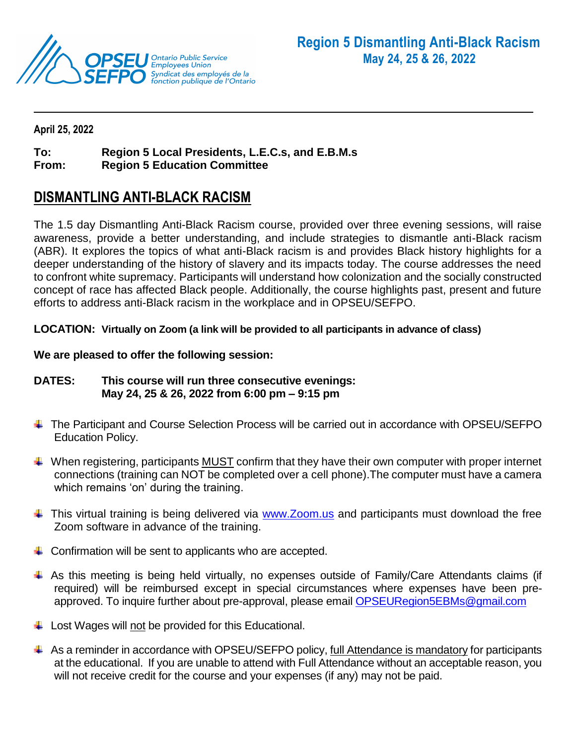OPSEU SEFPO Ontario Public Service Employees Union Syndicat des employés de la fonction publique de l'Ontario

**Region 5 Dismantling Anti-Black Racism**
**May 24, 25 & 26, 2022**

---

**April 25, 2022**

**To:** **Region 5 Local Presidents, L.E.C.s, and E.B.M.s**
**From:** **Region 5 Education Committee**

# DISMANTLING ANTI-BLACK RACISM

The 1.5 day Dismantling Anti-Black Racism course, provided over three evening sessions, will raise awareness, provide a better understanding, and include strategies to dismantle anti-Black racism (ABR). It explores the topics of what anti-Black racism is and provides Black history highlights for a deeper understanding of the history of slavery and its impacts today. The course addresses the need to confront white supremacy. Participants will understand how colonization and the socially constructed concept of race has affected Black people. Additionally, the course highlights past, present and future efforts to address anti-Black racism in the workplace and in OPSEU/SEFPO.

**LOCATION: Virtually on Zoom (a link will be provided to all participants in advance of class)**

**We are pleased to offer the following session:**

**DATES: This course will run three consecutive evenings:**
**May 24, 25 & 26, 2022 from 6:00 pm – 9:15 pm**

- The Participant and Course Selection Process will be carried out in accordance with OPSEU/SEFPO Education Policy.
- When registering, participants MUST confirm that they have their own computer with proper internet connections (training can NOT be completed over a cell phone).The computer must have a camera which remains 'on' during the training.
- This virtual training is being delivered via www.Zoom.us and participants must download the free Zoom software in advance of the training.
- Confirmation will be sent to applicants who are accepted.
- As this meeting is being held virtually, no expenses outside of Family/Care Attendants claims (if required) will be reimbursed except in special circumstances where expenses have been pre-approved. To inquire further about pre-approval, please email OPSEURegion5EBMs@gmail.com
- Lost Wages will not be provided for this Educational.
- As a reminder in accordance with OPSEU/SEFPO policy, full Attendance is mandatory for participants at the educational. If you are unable to attend with Full Attendance without an acceptable reason, you will not receive credit for the course and your expenses (if any) may not be paid.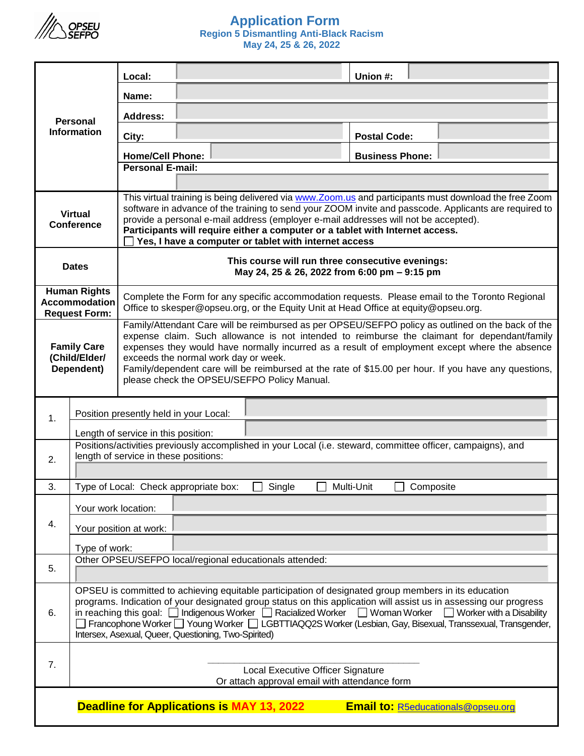# Application Form

## Region 5 Dismantling Anti-Black Racism

## May 24, 25 & 26, 2022

| | | |
|---|---|---|
| **Personal Information** | **Local:** | **Union #:** |
| | **Name:** | |
| | **Address:** | |
| | **City:** | **Postal Code:** |
| | **Home/Cell Phone:** | **Business Phone:** |
| | **Personal E-mail:** | |
| **Virtual Conference** | This virtual training is being delivered via www.Zoom.us and participants must download the free Zoom software in advance of the training to send your ZOOM invite and passcode. Applicants are required to provide a personal e-mail address (employer e-mail addresses will not be accepted). **Participants will require either a computer or a tablet with Internet access.** ☐ **Yes, I have a computer or tablet with internet access** | |
| **Dates** | **This course will run three consecutive evenings: May 24, 25 & 26, 2022 from 6:00 pm – 9:15 pm** | |
| **Human Rights Accommodation Request Form:** | Complete the Form for any specific accommodation requests. Please email to the Toronto Regional Office to skesper@opseu.org, or the Equity Unit at Head Office at equity@opseu.org. | |
| **Family Care (Child/Elder/ Dependent)** | Family/Attendant Care will be reimbursed as per OPSEU/SEFPO policy as outlined on the back of the expense claim. Such allowance is not intended to reimburse the claimant for dependant/family expenses they would have normally incurred as a result of employment except where the absence exceeds the normal work day or week. Family/dependent care will be reimbursed at the rate of $15.00 per hour. If you have any questions, please check the OPSEU/SEFPO Policy Manual. | |

| | | |
|---|---|---|
| 1. | Position presently held in your Local: | |
| | Length of service in this position: | |
| 2. | Positions/activities previously accomplished in your Local (i.e. steward, committee officer, campaigns), and length of service in these positions: | |
| 3. | Type of Local: Check appropriate box: ☐ Single ☐ Multi-Unit ☐ Composite | |
| 4. | Your work location: | |
| | Your position at work: | |
| | Type of work: | |
| 5. | Other OPSEU/SEFPO local/regional educationals attended: | |
| 6. | OPSEU is committed to achieving equitable participation of designated group members in its education programs. Indication of your designated group status on this application will assist us in assessing our progress in reaching this goal: ☐ Indigenous Worker ☐ Racialized Worker ☐ Woman Worker ☐ Worker with a Disability ☐ Francophone Worker ☐ Young Worker ☐ LGBTTIAQQ2S Worker (Lesbian, Gay, Bisexual, Transsexual, Transgender, Intersex, Asexual, Queer, Questioning, Two-Spirited) | |
| 7. | \_\_\_\_\_\_\_\_\_\_\_\_\_\_\_\_\_\_\_\_\_\_\_\_\_\_\_\_ Local Executive Officer Signature Or attach approval email with attendance form | |

**Deadline for Applications is MAY 13, 2022** **Email to:** R5educationals@opseu.org